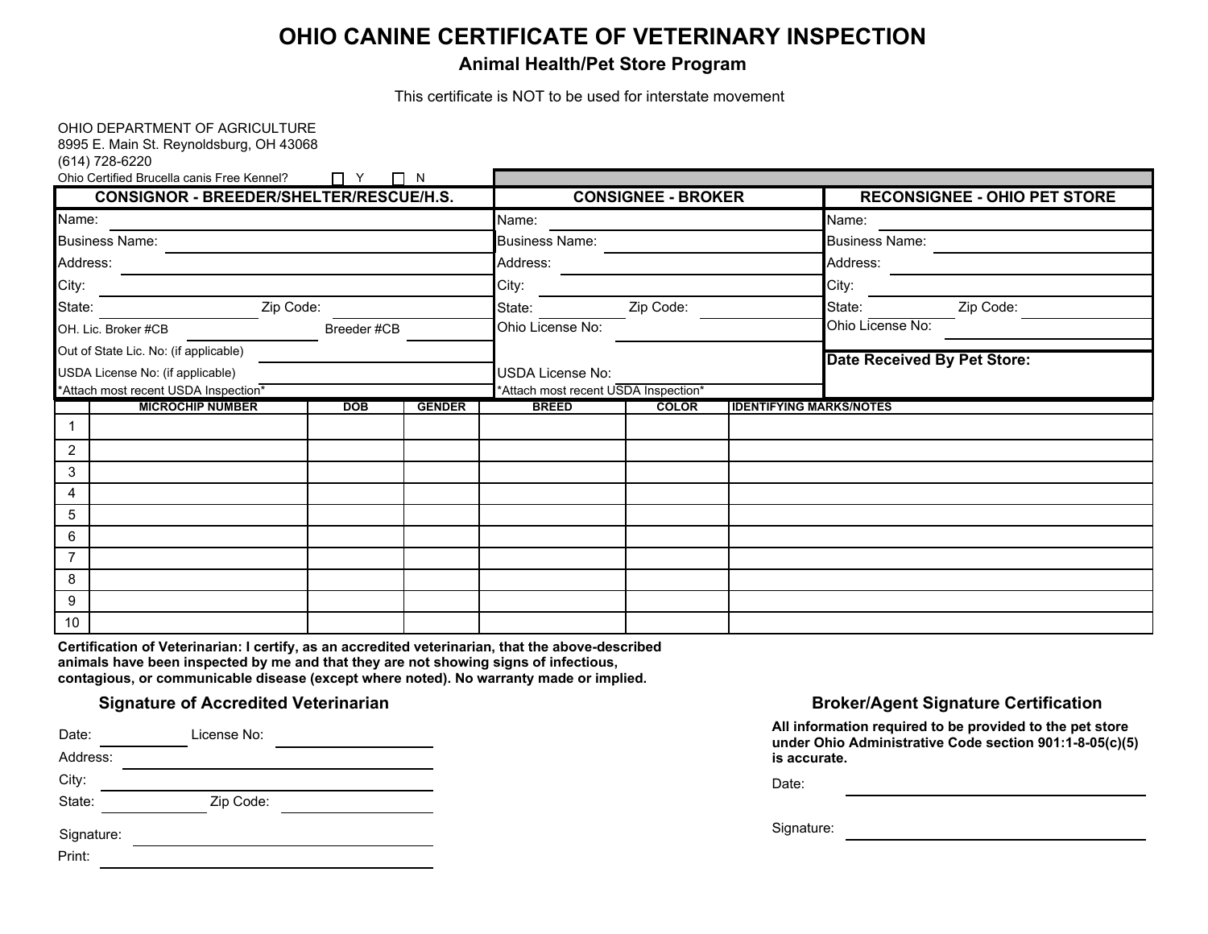# OHIO CANINE CERTIFICATE OF VETERINARY INSPECTION

## Animal Health/Pet Store Program

This certificate is NOT to be used for interstate movement

OHIO DEPARTMENT OF AGRICULTURE
8995 E. Main St. Reynoldsburg, OH 43068
(614) 728-6220

Ohio Certified Brucella canis Free Kennel? ☐ Y ☐ N

| CONSIGNOR - BREEDER/SHELTER/RESCUE/H.S. | CONSIGNEE - BROKER | RECONSIGNEE - OHIO PET STORE |
|---|---|---|
| Name: | Name: | Name: |
| Business Name: | Business Name: | Business Name: |
| Address: | Address: | Address: |
| City: | City: | City: |
| State: Zip Code: | State: Zip Code: | State: Zip Code: |
| OH. Lic. Broker #CB Breeder #CB | Ohio License No: | Ohio License No: |
| Out of State Lic. No: (if applicable) | | **Date Received By Pet Store:** |
| USDA License No: (if applicable) | USDA License No: | |
| *Attach most recent USDA Inspection* | *Attach most recent USDA Inspection* | |

| | MICROCHIP NUMBER | DOB | GENDER | BREED | COLOR | IDENTIFYING MARKS/NOTES |
|---|---|---|---|---|---|---|
| 1 | | | | | | |
| 2 | | | | | | |
| 3 | | | | | | |
| 4 | | | | | | |
| 5 | | | | | | |
| 6 | | | | | | |
| 7 | | | | | | |
| 8 | | | | | | |
| 9 | | | | | | |
| 10 | | | | | | |

**Certification of Veterinarian: I certify, as an accredited veterinarian, that the above-described animals have been inspected by me and that they are not showing signs of infectious, contagious, or communicable disease (except where noted). No warranty made or implied.**

### Signature of Accredited Veterinarian

Date: ____________ License No: ____________

Address: ____________

City: ____________

State: ____________ Zip Code: ____________

Signature: ____________

Print: ____________

### Broker/Agent Signature Certification

**All information required to be provided to the pet store under Ohio Administrative Code section 901:1-8-05(c)(5) is accurate.**

Date: ____________

Signature: ____________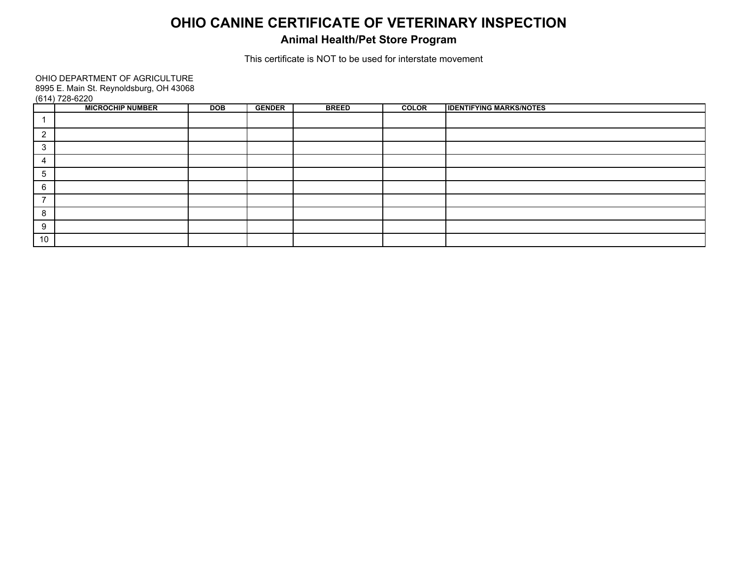# OHIO CANINE CERTIFICATE OF VETERINARY INSPECTION

## Animal Health/Pet Store Program

This certificate is NOT to be used for interstate movement

OHIO DEPARTMENT OF AGRICULTURE
8995 E. Main St. Reynoldsburg, OH 43068
(614) 728-6220

| | MICROCHIP NUMBER | DOB | GENDER | BREED | COLOR | IDENTIFYING MARKS/NOTES |
|---|---|---|---|---|---|---|
| 1 | | | | | | |
| 2 | | | | | | |
| 3 | | | | | | |
| 4 | | | | | | |
| 5 | | | | | | |
| 6 | | | | | | |
| 7 | | | | | | |
| 8 | | | | | | |
| 9 | | | | | | |
| 10 | | | | | | |